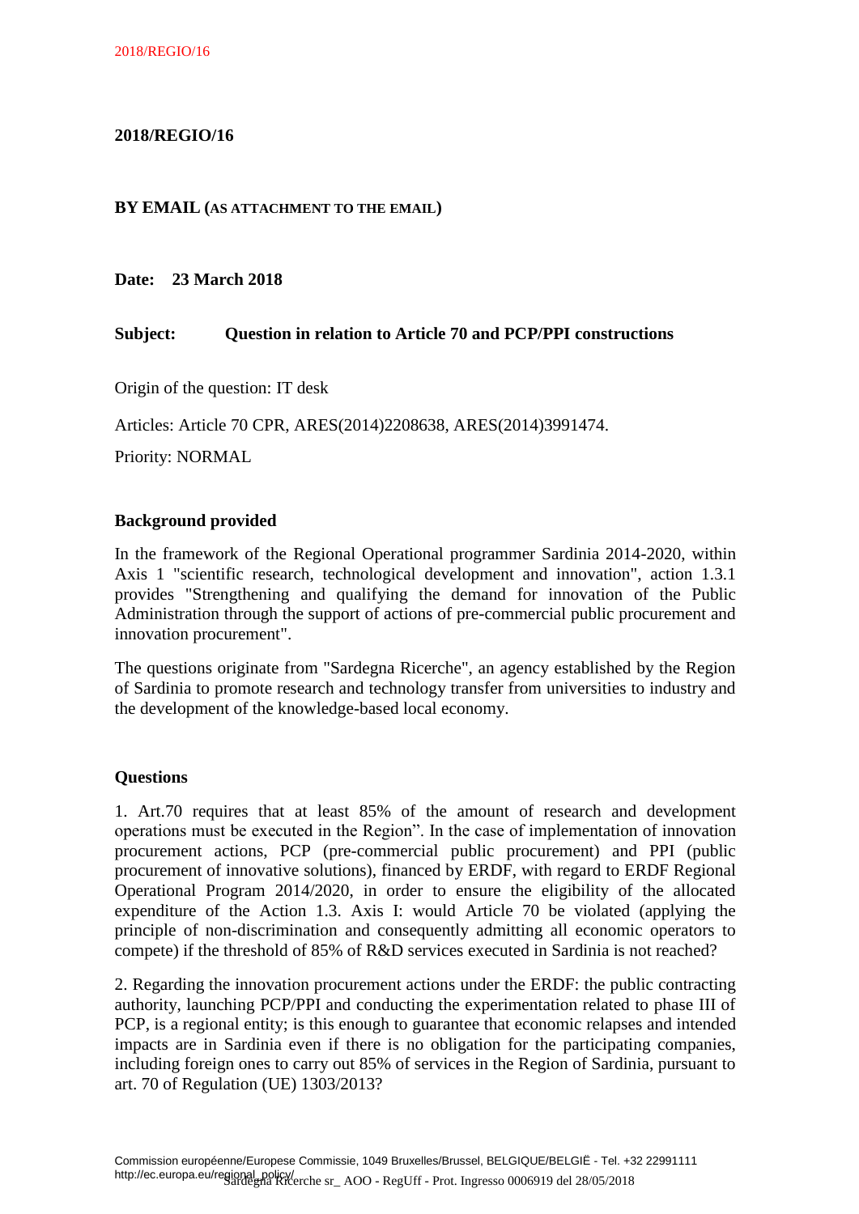**2018/REGIO/16**

**BY EMAIL (AS ATTACHMENT TO THE EMAIL)**

**Date: 23 March 2018**

**Subject: Question in relation to Article 70 and PCP/PPI constructions**

Origin of the question: IT desk

Articles: Article 70 CPR, ARES(2014)2208638, ARES(2014)3991474.

Priority: NORMAL

**Background provided**

In the framework of the Regional Operational programmer Sardinia 2014-2020, within Axis 1 "scientific research, technological development and innovation", action 1.3.1 provides "Strengthening and qualifying the demand for innovation of the Public Administration through the support of actions of pre-commercial public procurement and innovation procurement".

The questions originate from "Sardegna Ricerche", an agency established by the Region of Sardinia to promote research and technology transfer from universities to industry and the development of the knowledge-based local economy.

**Questions**

1. Art.70 requires that at least 85% of the amount of research and development operations must be executed in the Region". In the case of implementation of innovation procurement actions, PCP (pre-commercial public procurement) and PPI (public procurement of innovative solutions), financed by ERDF, with regard to ERDF Regional Operational Program 2014/2020, in order to ensure the eligibility of the allocated expenditure of the Action 1.3. Axis I: would Article 70 be violated (applying the principle of non-discrimination and consequently admitting all economic operators to compete) if the threshold of 85% of R&D services executed in Sardinia is not reached?

2. Regarding the innovation procurement actions under the ERDF: the public contracting authority, launching PCP/PPI and conducting the experimentation related to phase III of PCP, is a regional entity; is this enough to guarantee that economic relapses and intended impacts are in Sardinia even if there is no obligation for the participating companies, including foreign ones to carry out 85% of services in the Region of Sardinia, pursuant to art. 70 of Regulation (UE) 1303/2013?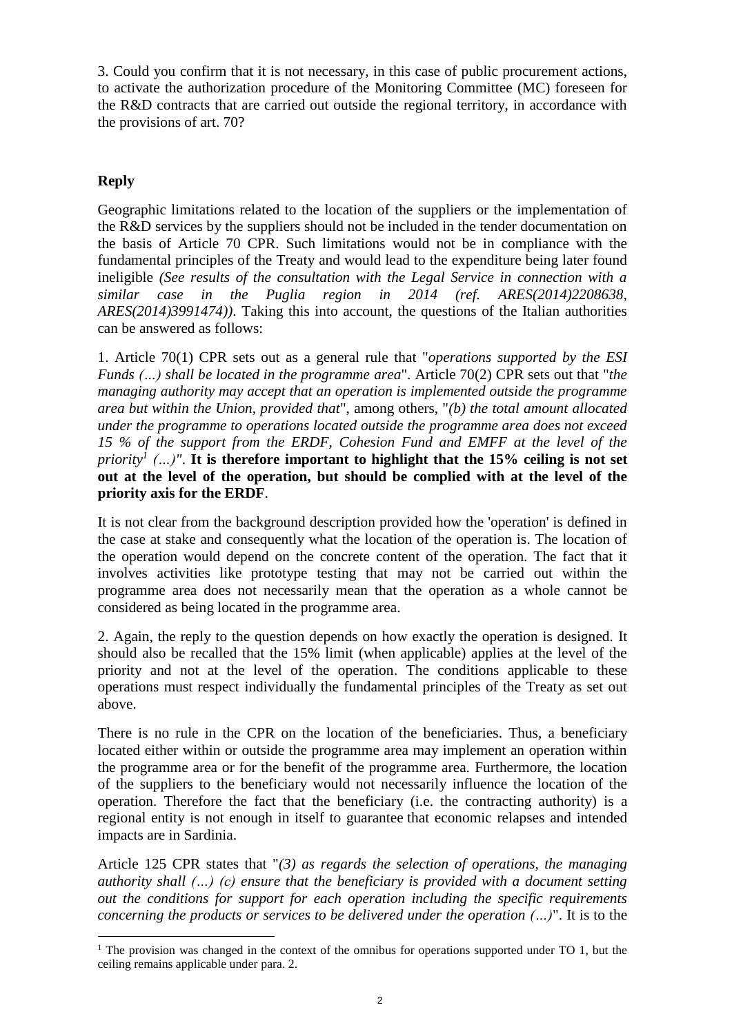3. Could you confirm that it is not necessary, in this case of public procurement actions, to activate the authorization procedure of the Monitoring Committee (MC) foreseen for the R&D contracts that are carried out outside the regional territory, in accordance with the provisions of art. 70?

## Reply

Geographic limitations related to the location of the suppliers or the implementation of the R&D services by the suppliers should not be included in the tender documentation on the basis of Article 70 CPR. Such limitations would not be in compliance with the fundamental principles of the Treaty and would lead to the expenditure being later found ineligible *(See results of the consultation with the Legal Service in connection with a similar case in the Puglia region in 2014 (ref. ARES(2014)2208638, ARES(2014)3991474))*. Taking this into account, the questions of the Italian authorities can be answered as follows:

1. Article 70(1) CPR sets out as a general rule that "*operations supported by the ESI Funds (…) shall be located in the programme area*". Article 70(2) CPR sets out that "*the managing authority may accept that an operation is implemented outside the programme area but within the Union, provided that*", among others, "*(b) the total amount allocated under the programme to operations located outside the programme area does not exceed 15 % of the support from the ERDF, Cohesion Fund and EMFF at the level of the priority*[1] *(…)"*. **It is therefore important to highlight that the 15% ceiling is not set out at the level of the operation, but should be complied with at the level of the priority axis for the ERDF**.

It is not clear from the background description provided how the 'operation' is defined in the case at stake and consequently what the location of the operation is. The location of the operation would depend on the concrete content of the operation. The fact that it involves activities like prototype testing that may not be carried out within the programme area does not necessarily mean that the operation as a whole cannot be considered as being located in the programme area.

2. Again, the reply to the question depends on how exactly the operation is designed. It should also be recalled that the 15% limit (when applicable) applies at the level of the priority and not at the level of the operation. The conditions applicable to these operations must respect individually the fundamental principles of the Treaty as set out above.

There is no rule in the CPR on the location of the beneficiaries. Thus, a beneficiary located either within or outside the programme area may implement an operation within the programme area or for the benefit of the programme area. Furthermore, the location of the suppliers to the beneficiary would not necessarily influence the location of the operation. Therefore the fact that the beneficiary (i.e. the contracting authority) is a regional entity is not enough in itself to guarantee that economic relapses and intended impacts are in Sardinia.

Article 125 CPR states that "*(3) as regards the selection of operations, the managing authority shall (…) (c) ensure that the beneficiary is provided with a document setting out the conditions for support for each operation including the specific requirements concerning the products or services to be delivered under the operation (…)*". It is to the

---

[1] The provision was changed in the context of the omnibus for operations supported under TO 1, but the ceiling remains applicable under para. 2.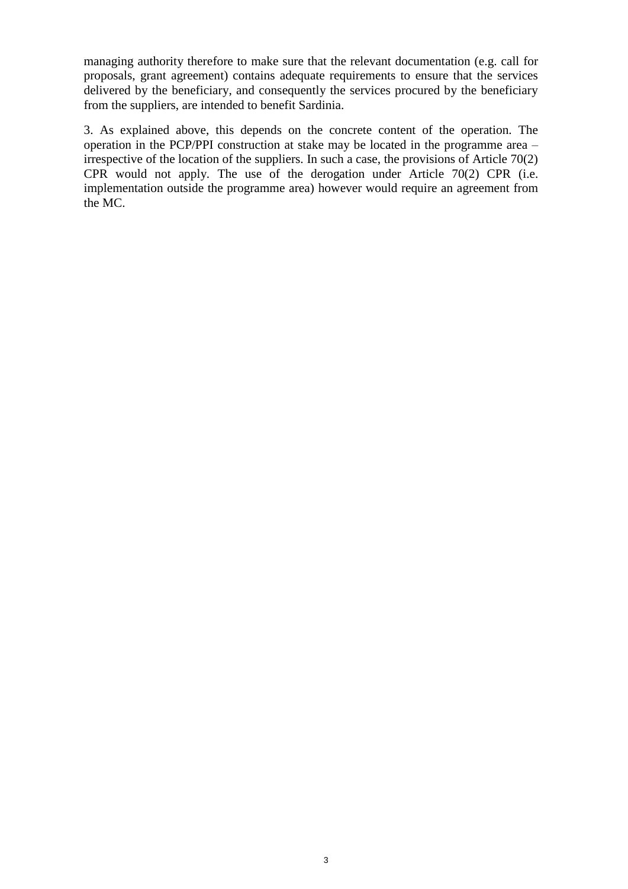managing authority therefore to make sure that the relevant documentation (e.g. call for proposals, grant agreement) contains adequate requirements to ensure that the services delivered by the beneficiary, and consequently the services procured by the beneficiary from the suppliers, are intended to benefit Sardinia.

3. As explained above, this depends on the concrete content of the operation. The operation in the PCP/PPI construction at stake may be located in the programme area – irrespective of the location of the suppliers. In such a case, the provisions of Article 70(2) CPR would not apply. The use of the derogation under Article 70(2) CPR (i.e. implementation outside the programme area) however would require an agreement from the MC.